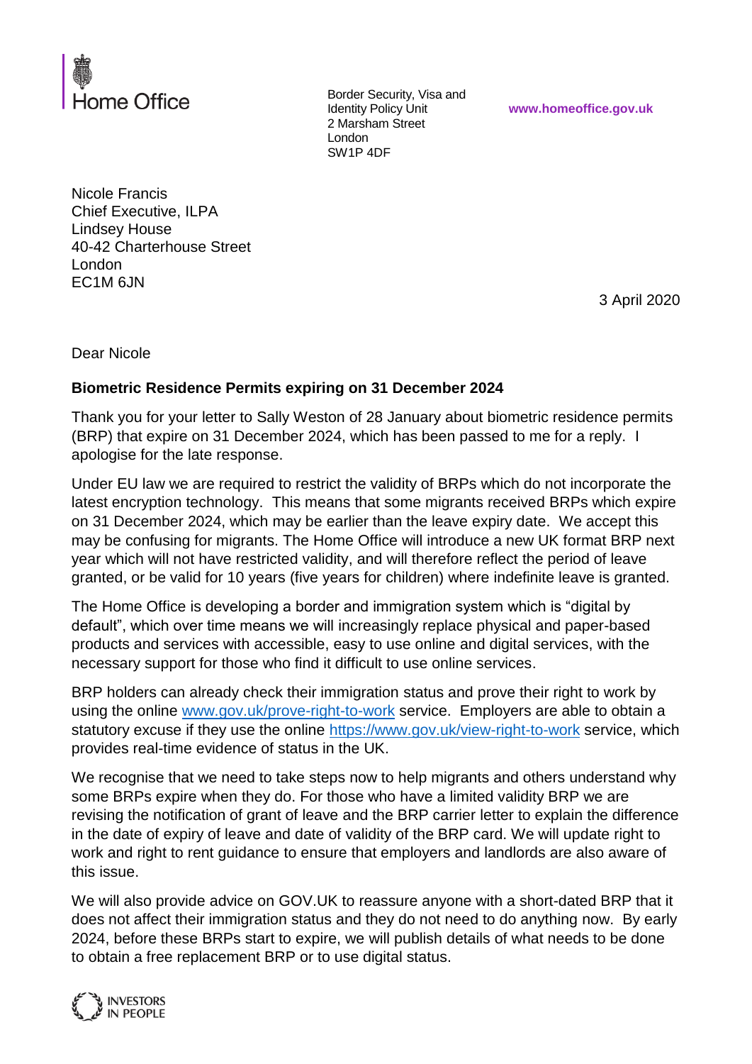Home Office

Border Security, Visa and Identity Policy Unit
2 Marsham Street
London
SW1P 4DF

www.homeoffice.gov.uk

Nicole Francis
Chief Executive, ILPA
Lindsey House
40-42 Charterhouse Street
London
EC1M 6JN

3 April 2020

Dear Nicole

**Biometric Residence Permits expiring on 31 December 2024**

Thank you for your letter to Sally Weston of 28 January about biometric residence permits (BRP) that expire on 31 December 2024, which has been passed to me for a reply. I apologise for the late response.

Under EU law we are required to restrict the validity of BRPs which do not incorporate the latest encryption technology. This means that some migrants received BRPs which expire on 31 December 2024, which may be earlier than the leave expiry date. We accept this may be confusing for migrants. The Home Office will introduce a new UK format BRP next year which will not have restricted validity, and will therefore reflect the period of leave granted, or be valid for 10 years (five years for children) where indefinite leave is granted.

The Home Office is developing a border and immigration system which is "digital by default", which over time means we will increasingly replace physical and paper-based products and services with accessible, easy to use online and digital services, with the necessary support for those who find it difficult to use online services.

BRP holders can already check their immigration status and prove their right to work by using the online www.gov.uk/prove-right-to-work service. Employers are able to obtain a statutory excuse if they use the online https://www.gov.uk/view-right-to-work service, which provides real-time evidence of status in the UK.

We recognise that we need to take steps now to help migrants and others understand why some BRPs expire when they do. For those who have a limited validity BRP we are revising the notification of grant of leave and the BRP carrier letter to explain the difference in the date of expiry of leave and date of validity of the BRP card. We will update right to work and right to rent guidance to ensure that employers and landlords are also aware of this issue.

We will also provide advice on GOV.UK to reassure anyone with a short-dated BRP that it does not affect their immigration status and they do not need to do anything now. By early 2024, before these BRPs start to expire, we will publish details of what needs to be done to obtain a free replacement BRP or to use digital status.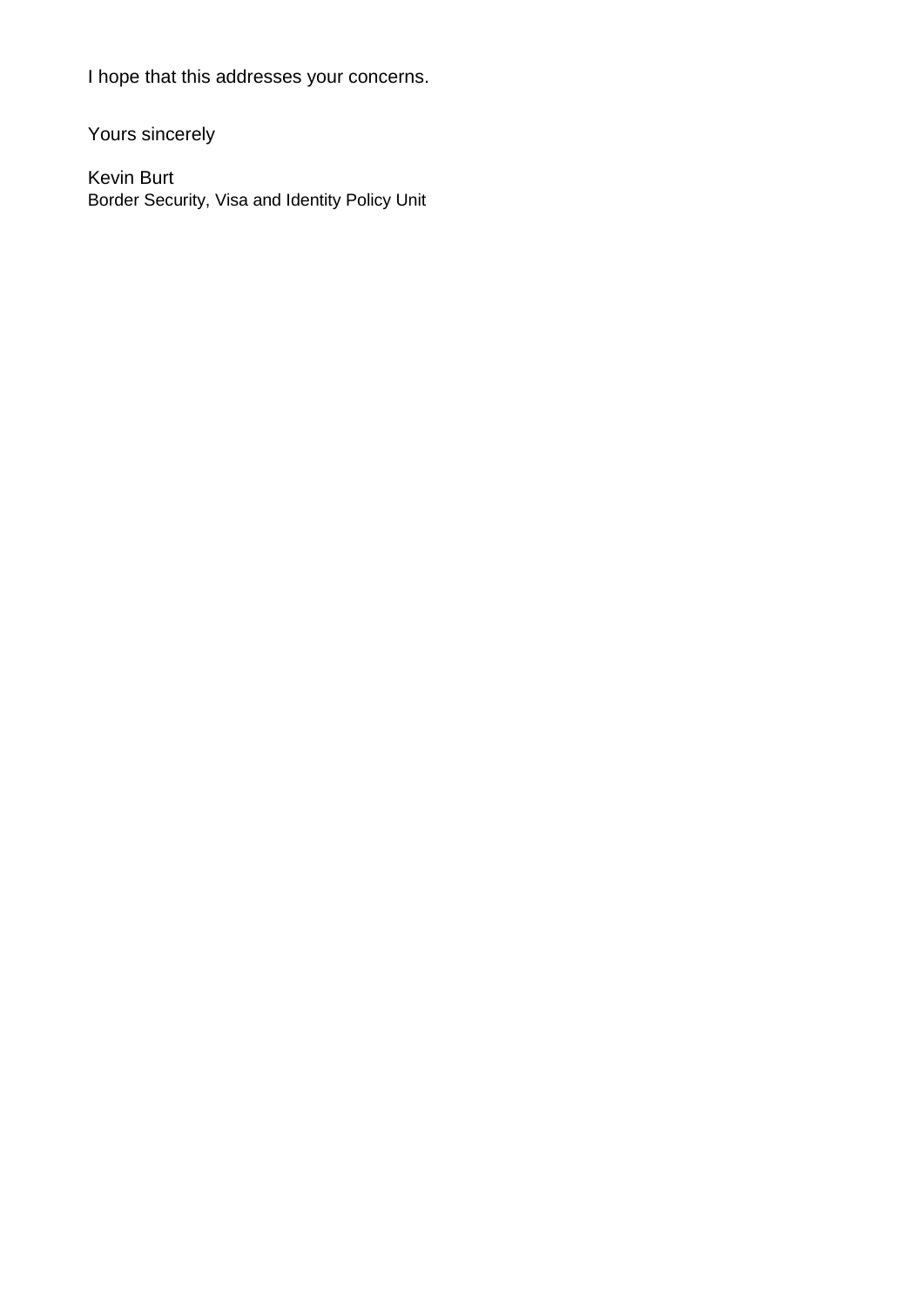I hope that this addresses your concerns.

Yours sincerely

Kevin Burt
Border Security, Visa and Identity Policy Unit